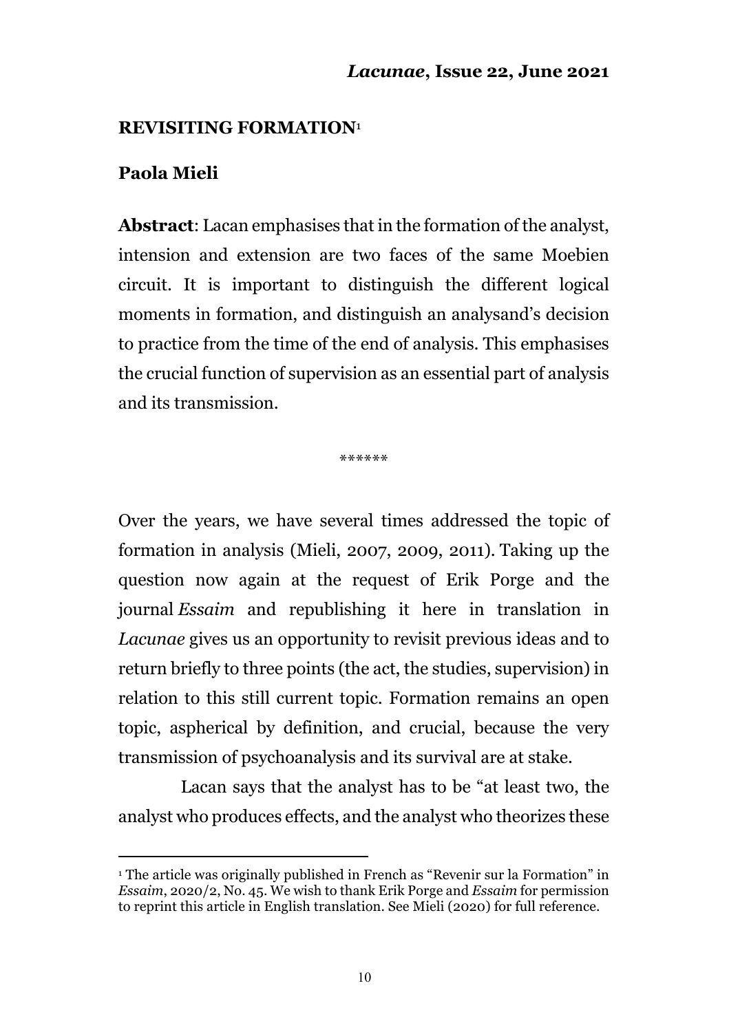# REVISITING FORMATION[1]

## Paola Mieli

**Abstract**: Lacan emphasises that in the formation of the analyst, intension and extension are two faces of the same Moebien circuit. It is important to distinguish the different logical moments in formation, and distinguish an analysand's decision to practice from the time of the end of analysis. This emphasises the crucial function of supervision as an essential part of analysis and its transmission.

******

Over the years, we have several times addressed the topic of formation in analysis (Mieli, 2007, 2009, 2011). Taking up the question now again at the request of Erik Porge and the journal *Essaim* and republishing it here in translation in *Lacunae* gives us an opportunity to revisit previous ideas and to return briefly to three points (the act, the studies, supervision) in relation to this still current topic. Formation remains an open topic, aspherical by definition, and crucial, because the very transmission of psychoanalysis and its survival are at stake.

Lacan says that the analyst has to be "at least two, the analyst who produces effects, and the analyst who theorizes these

[1] The article was originally published in French as "Revenir sur la Formation" in *Essaim*, 2020/2, No. 45. We wish to thank Erik Porge and *Essaim* for permission to reprint this article in English translation. See Mieli (2020) for full reference.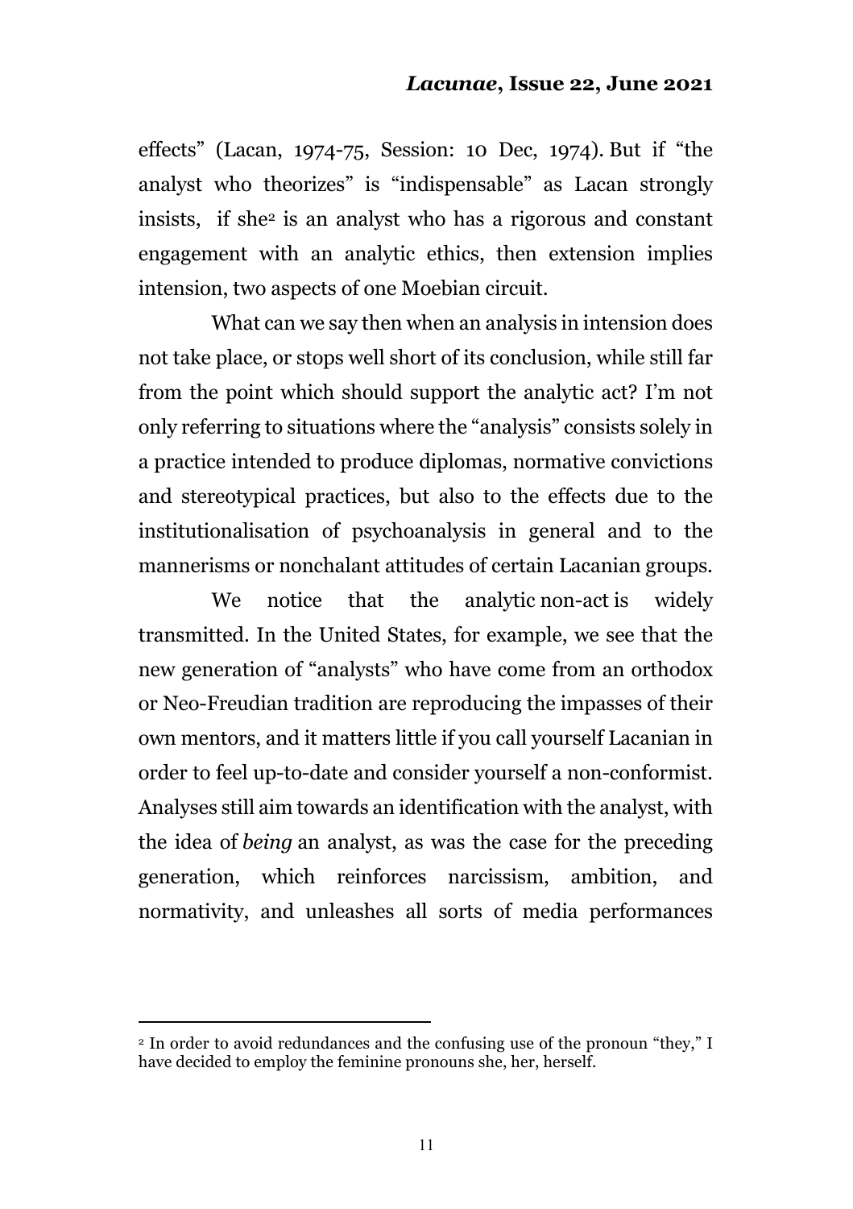effects" (Lacan, 1974-75, Session: 10 Dec, 1974). But if "the analyst who theorizes" is "indispensable" as Lacan strongly insists, if she[2] is an analyst who has a rigorous and constant engagement with an analytic ethics, then extension implies intension, two aspects of one Moebian circuit.

What can we say then when an analysis in intension does not take place, or stops well short of its conclusion, while still far from the point which should support the analytic act? I'm not only referring to situations where the "analysis" consists solely in a practice intended to produce diplomas, normative convictions and stereotypical practices, but also to the effects due to the institutionalisation of psychoanalysis in general and to the mannerisms or nonchalant attitudes of certain Lacanian groups.

We notice that the analytic non-act is widely transmitted. In the United States, for example, we see that the new generation of "analysts" who have come from an orthodox or Neo-Freudian tradition are reproducing the impasses of their own mentors, and it matters little if you call yourself Lacanian in order to feel up-to-date and consider yourself a non-conformist. Analyses still aim towards an identification with the analyst, with the idea of *being* an analyst, as was the case for the preceding generation, which reinforces narcissism, ambition, and normativity, and unleashes all sorts of media performances

---

[2] In order to avoid redundances and the confusing use of the pronoun "they," I have decided to employ the feminine pronouns she, her, herself.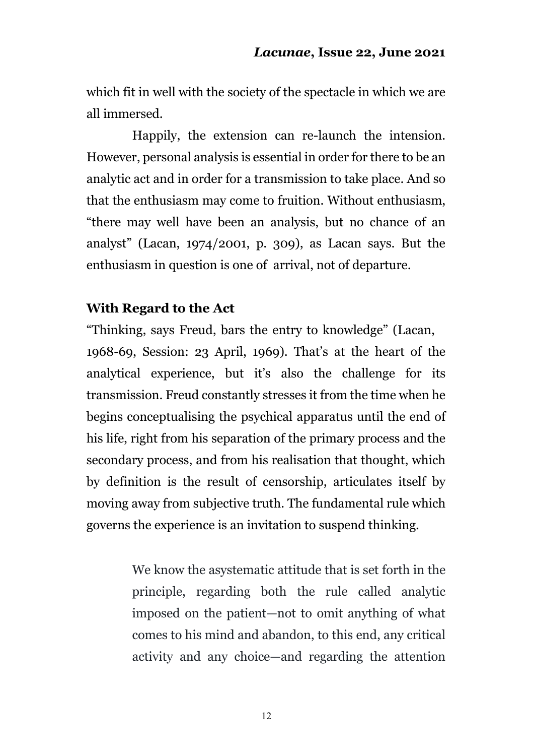which fit in well with the society of the spectacle in which we are all immersed.

Happily, the extension can re-launch the intension. However, personal analysis is essential in order for there to be an analytic act and in order for a transmission to take place. And so that the enthusiasm may come to fruition. Without enthusiasm, "there may well have been an analysis, but no chance of an analyst" (Lacan, 1974/2001, p. 309), as Lacan says. But the enthusiasm in question is one of arrival, not of departure.

## With Regard to the Act

"Thinking, says Freud, bars the entry to knowledge" (Lacan, 1968-69, Session: 23 April, 1969). That's at the heart of the analytical experience, but it's also the challenge for its transmission. Freud constantly stresses it from the time when he begins conceptualising the psychical apparatus until the end of his life, right from his separation of the primary process and the secondary process, and from his realisation that thought, which by definition is the result of censorship, articulates itself by moving away from subjective truth. The fundamental rule which governs the experience is an invitation to suspend thinking.

> We know the asystematic attitude that is set forth in the principle, regarding both the rule called analytic imposed on the patient—not to omit anything of what comes to his mind and abandon, to this end, any critical activity and any choice—and regarding the attention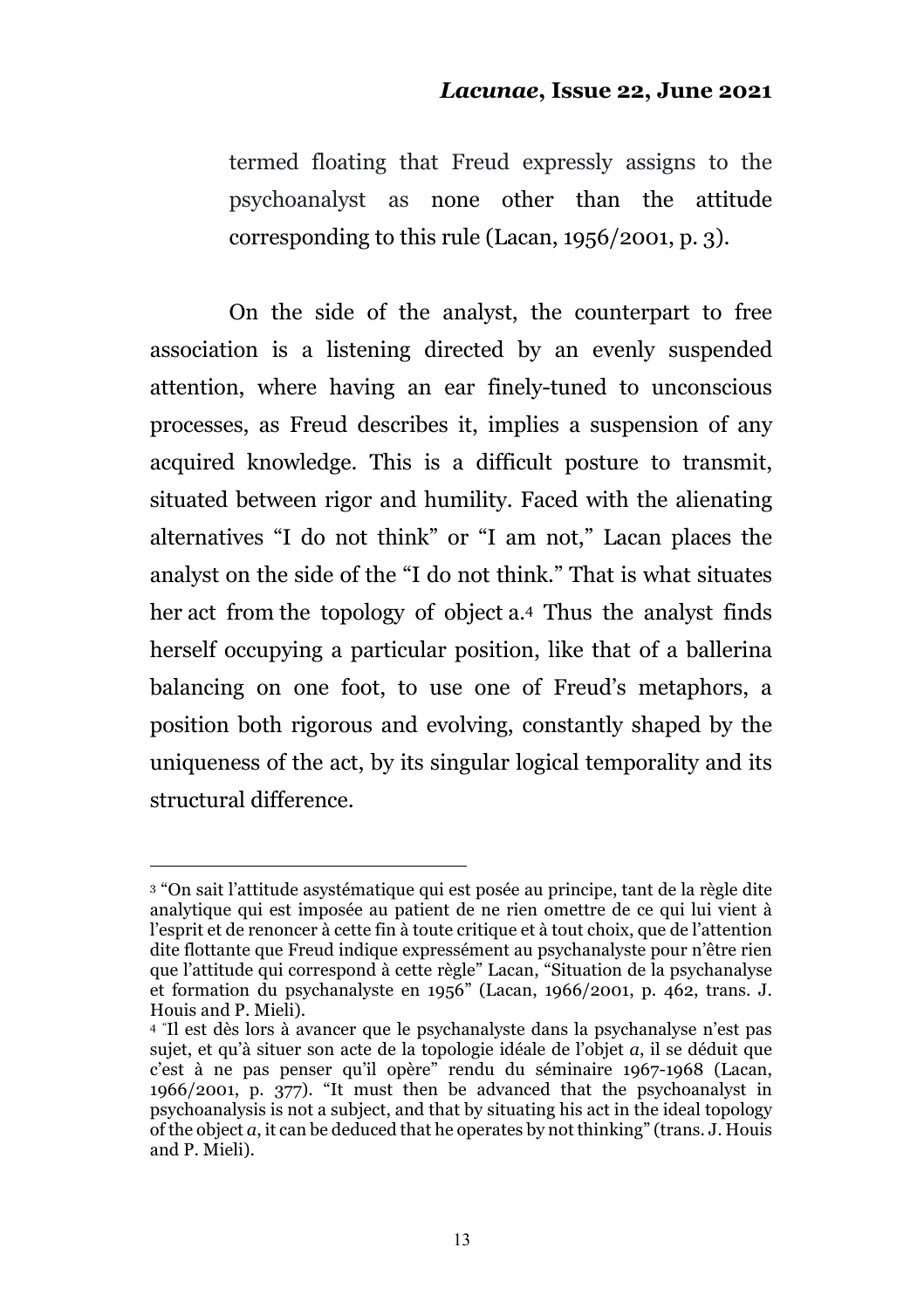termed floating that Freud expressly assigns to the psychoanalyst as none other than the attitude corresponding to this rule (Lacan, 1956/2001, p. 3).

On the side of the analyst, the counterpart to free association is a listening directed by an evenly suspended attention, where having an ear finely-tuned to unconscious processes, as Freud describes it, implies a suspension of any acquired knowledge. This is a difficult posture to transmit, situated between rigor and humility. Faced with the alienating alternatives "I do not think" or "I am not," Lacan places the analyst on the side of the "I do not think." That is what situates her act from the topology of object a.[4] Thus the analyst finds herself occupying a particular position, like that of a ballerina balancing on one foot, to use one of Freud's metaphors, a position both rigorous and evolving, constantly shaped by the uniqueness of the act, by its singular logical temporality and its structural difference.

---

[3] "On sait l'attitude asystématique qui est posée au principe, tant de la règle dite analytique qui est imposée au patient de ne rien omettre de ce qui lui vient à l'esprit et de renoncer à cette fin à toute critique et à tout choix, que de l'attention dite flottante que Freud indique expressément au psychanalyste pour n'être rien que l'attitude qui correspond à cette règle" Lacan, "Situation de la psychanalyse et formation du psychanalyste en 1956" (Lacan, 1966/2001, p. 462, trans. J. Houis and P. Mieli).

[4] "Il est dès lors à avancer que le psychanalyste dans la psychanalyse n'est pas sujet, et qu'à situer son acte de la topologie idéale de l'objet *a*, il se déduit que c'est à ne pas penser qu'il opère" rendu du séminaire 1967-1968 (Lacan, 1966/2001, p. 377). "It must then be advanced that the psychoanalyst in psychoanalysis is not a subject, and that by situating his act in the ideal topology of the object *a*, it can be deduced that he operates by not thinking" (trans. J. Houis and P. Mieli).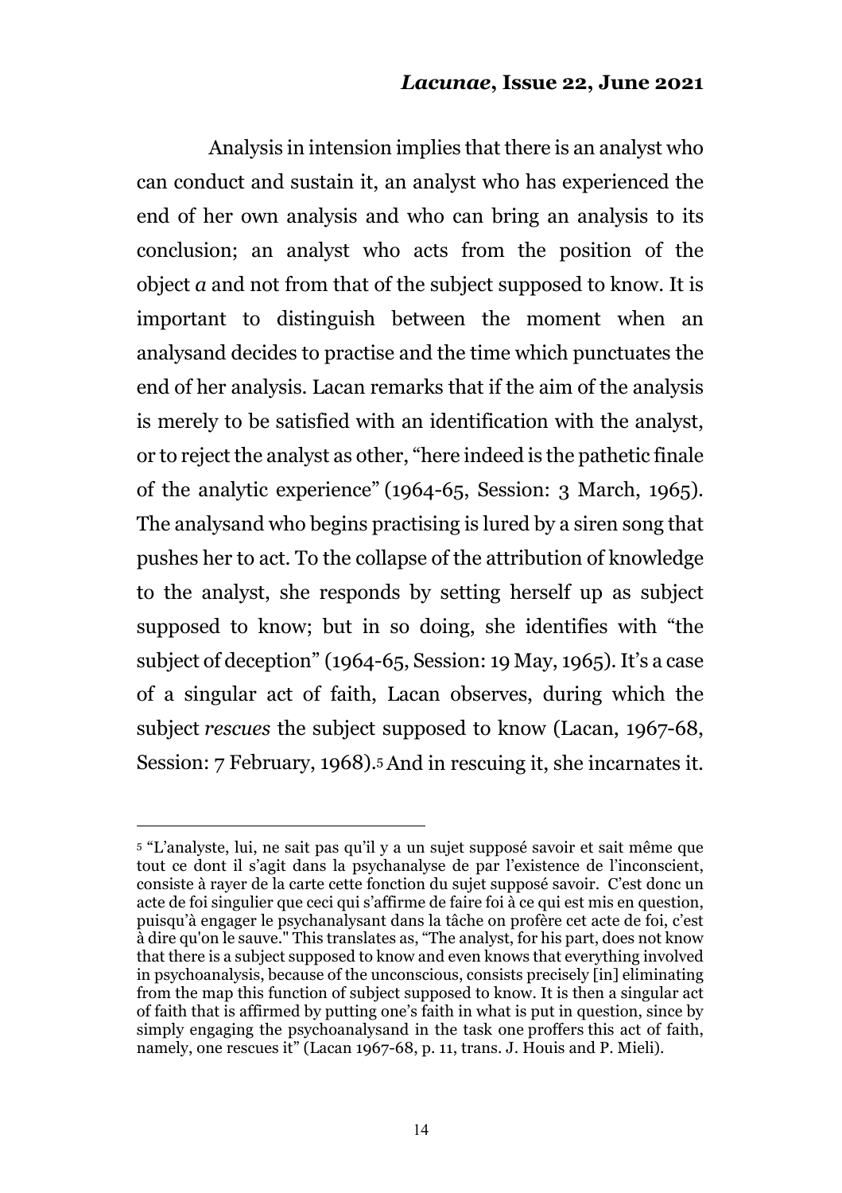Analysis in intension implies that there is an analyst who can conduct and sustain it, an analyst who has experienced the end of her own analysis and who can bring an analysis to its conclusion; an analyst who acts from the position of the object *a* and not from that of the subject supposed to know. It is important to distinguish between the moment when an analysand decides to practise and the time which punctuates the end of her analysis. Lacan remarks that if the aim of the analysis is merely to be satisfied with an identification with the analyst, or to reject the analyst as other, "here indeed is the pathetic finale of the analytic experience" (1964-65, Session: 3 March, 1965). The analysand who begins practising is lured by a siren song that pushes her to act. To the collapse of the attribution of knowledge to the analyst, she responds by setting herself up as subject supposed to know; but in so doing, she identifies with "the subject of deception" (1964-65, Session: 19 May, 1965). It's a case of a singular act of faith, Lacan observes, during which the subject *rescues* the subject supposed to know (Lacan, 1967-68, Session: 7 February, 1968).[5] And in rescuing it, she incarnates it.

[5] "L'analyste, lui, ne sait pas qu'il y a un sujet supposé savoir et sait même que tout ce dont il s'agit dans la psychanalyse de par l'existence de l'inconscient, consiste à rayer de la carte cette fonction du sujet supposé savoir. C'est donc un acte de foi singulier que ceci qui s'affirme de faire foi à ce qui est mis en question, puisqu'à engager le psychanalysant dans la tâche on profère cet acte de foi, c'est à dire qu'on le sauve." This translates as, "The analyst, for his part, does not know that there is a subject supposed to know and even knows that everything involved in psychoanalysis, because of the unconscious, consists precisely [in] eliminating from the map this function of subject supposed to know. It is then a singular act of faith that is affirmed by putting one's faith in what is put in question, since by simply engaging the psychoanalysand in the task one proffers this act of faith, namely, one rescues it" (Lacan 1967-68, p. 11, trans. J. Houis and P. Mieli).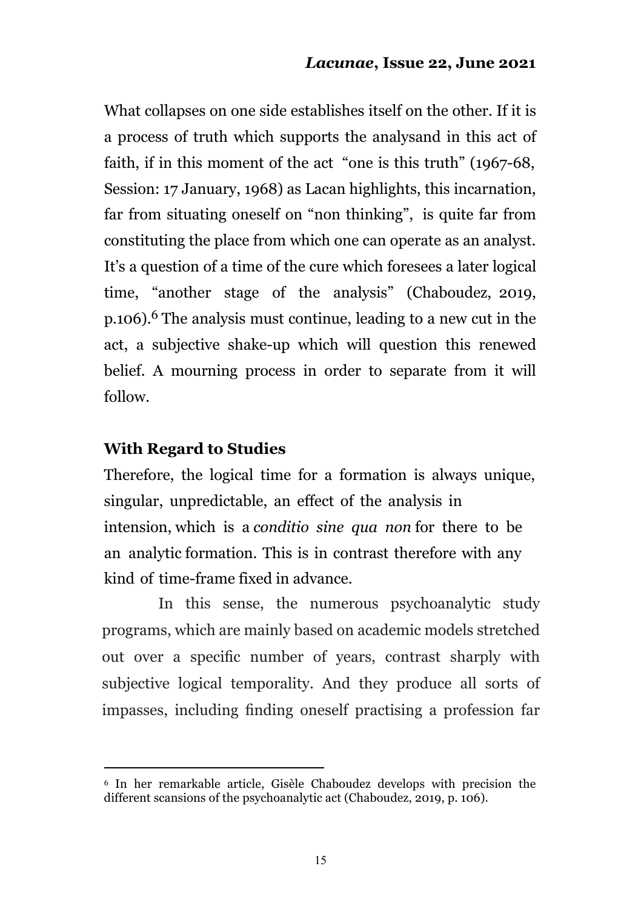What collapses on one side establishes itself on the other. If it is a process of truth which supports the analysand in this act of faith, if in this moment of the act "one is this truth" (1967-68, Session: 17 January, 1968) as Lacan highlights, this incarnation, far from situating oneself on "non thinking", is quite far from constituting the place from which one can operate as an analyst. It's a question of a time of the cure which foresees a later logical time, "another stage of the analysis" (Chaboudez, 2019, p.106).[6] The analysis must continue, leading to a new cut in the act, a subjective shake-up which will question this renewed belief. A mourning process in order to separate from it will follow.

### With Regard to Studies

Therefore, the logical time for a formation is always unique, singular, unpredictable, an effect of the analysis in intension, which is a *conditio sine qua non* for there to be an analytic formation. This is in contrast therefore with any kind of time-frame fixed in advance.

In this sense, the numerous psychoanalytic study programs, which are mainly based on academic models stretched out over a specific number of years, contrast sharply with subjective logical temporality. And they produce all sorts of impasses, including finding oneself practising a profession far

[6] In her remarkable article, Gisèle Chaboudez develops with precision the different scansions of the psychoanalytic act (Chaboudez, 2019, p. 106).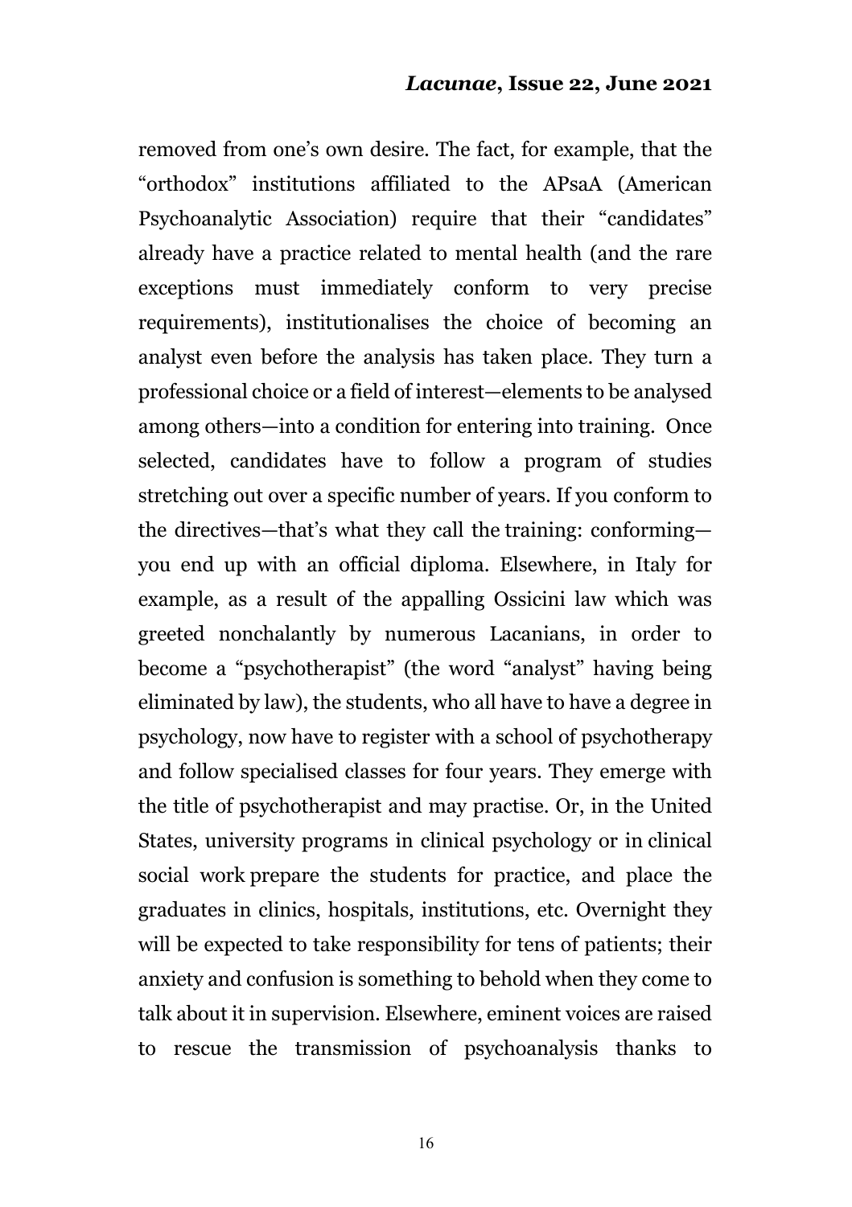removed from one's own desire. The fact, for example, that the "orthodox" institutions affiliated to the APsaA (American Psychoanalytic Association) require that their "candidates" already have a practice related to mental health (and the rare exceptions must immediately conform to very precise requirements), institutionalises the choice of becoming an analyst even before the analysis has taken place. They turn a professional choice or a field of interest—elements to be analysed among others—into a condition for entering into training. Once selected, candidates have to follow a program of studies stretching out over a specific number of years. If you conform to the directives—that's what they call the training: conforming—you end up with an official diploma. Elsewhere, in Italy for example, as a result of the appalling Ossicini law which was greeted nonchalantly by numerous Lacanians, in order to become a "psychotherapist" (the word "analyst" having being eliminated by law), the students, who all have to have a degree in psychology, now have to register with a school of psychotherapy and follow specialised classes for four years. They emerge with the title of psychotherapist and may practise. Or, in the United States, university programs in clinical psychology or in clinical social work prepare the students for practice, and place the graduates in clinics, hospitals, institutions, etc. Overnight they will be expected to take responsibility for tens of patients; their anxiety and confusion is something to behold when they come to talk about it in supervision. Elsewhere, eminent voices are raised to rescue the transmission of psychoanalysis thanks to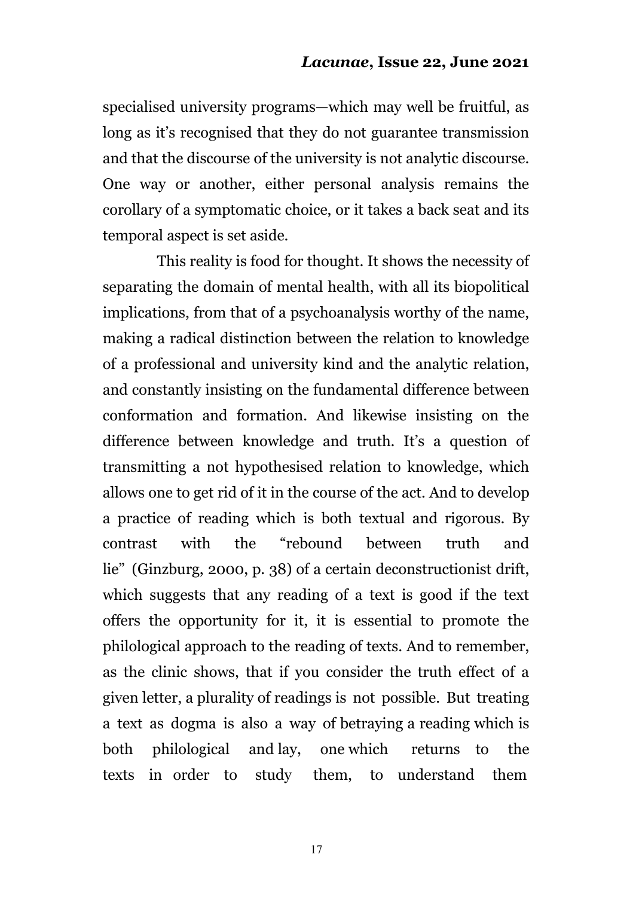specialised university programs—which may well be fruitful, as long as it's recognised that they do not guarantee transmission and that the discourse of the university is not analytic discourse. One way or another, either personal analysis remains the corollary of a symptomatic choice, or it takes a back seat and its temporal aspect is set aside.

This reality is food for thought. It shows the necessity of separating the domain of mental health, with all its biopolitical implications, from that of a psychoanalysis worthy of the name, making a radical distinction between the relation to knowledge of a professional and university kind and the analytic relation, and constantly insisting on the fundamental difference between conformation and formation. And likewise insisting on the difference between knowledge and truth. It's a question of transmitting a not hypothesised relation to knowledge, which allows one to get rid of it in the course of the act. And to develop a practice of reading which is both textual and rigorous. By contrast with the "rebound between truth and lie" (Ginzburg, 2000, p. 38) of a certain deconstructionist drift, which suggests that any reading of a text is good if the text offers the opportunity for it, it is essential to promote the philological approach to the reading of texts. And to remember, as the clinic shows, that if you consider the truth effect of a given letter, a plurality of readings is not possible. But treating a text as dogma is also a way of betraying a reading which is both philological and lay, one which returns to the texts in order to study them, to understand them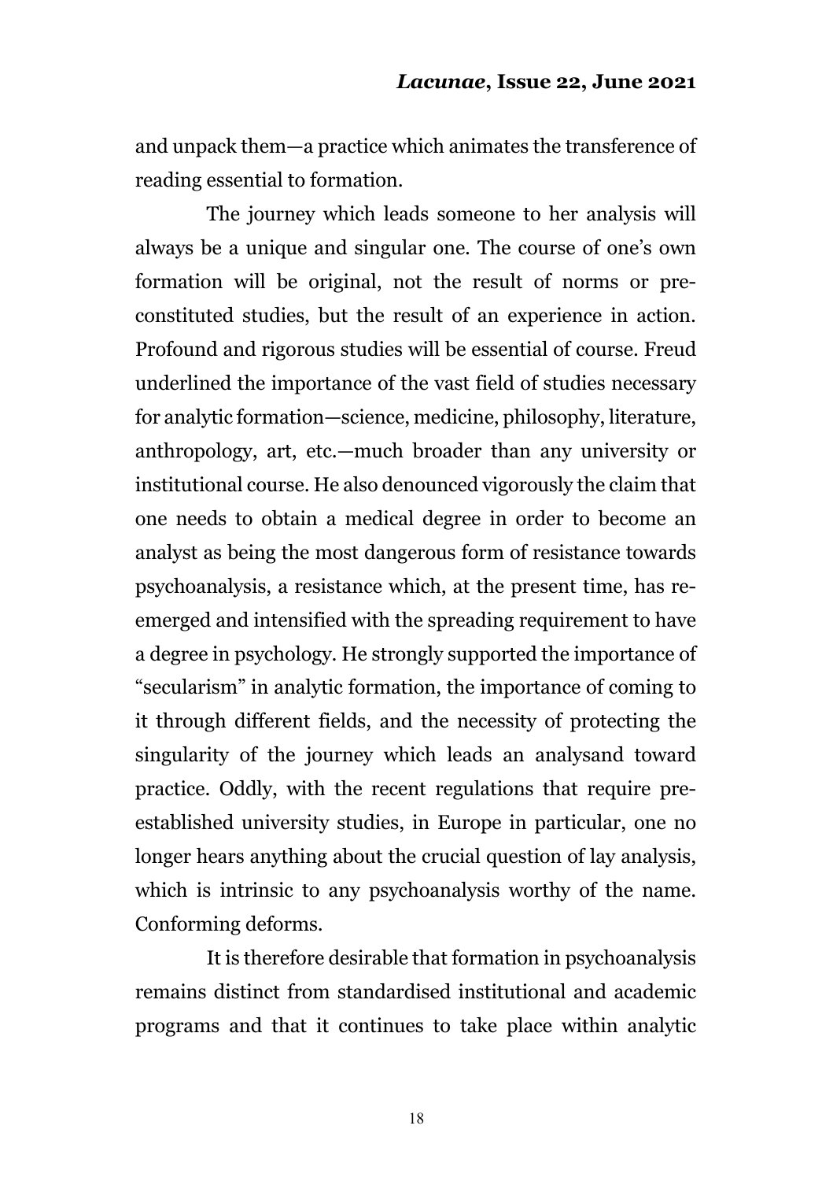and unpack them—a practice which animates the transference of reading essential to formation.

The journey which leads someone to her analysis will always be a unique and singular one. The course of one's own formation will be original, not the result of norms or pre-constituted studies, but the result of an experience in action. Profound and rigorous studies will be essential of course. Freud underlined the importance of the vast field of studies necessary for analytic formation—science, medicine, philosophy, literature, anthropology, art, etc.—much broader than any university or institutional course. He also denounced vigorously the claim that one needs to obtain a medical degree in order to become an analyst as being the most dangerous form of resistance towards psychoanalysis, a resistance which, at the present time, has re-emerged and intensified with the spreading requirement to have a degree in psychology. He strongly supported the importance of "secularism" in analytic formation, the importance of coming to it through different fields, and the necessity of protecting the singularity of the journey which leads an analysand toward practice. Oddly, with the recent regulations that require pre-established university studies, in Europe in particular, one no longer hears anything about the crucial question of lay analysis, which is intrinsic to any psychoanalysis worthy of the name. Conforming deforms.

It is therefore desirable that formation in psychoanalysis remains distinct from standardised institutional and academic programs and that it continues to take place within analytic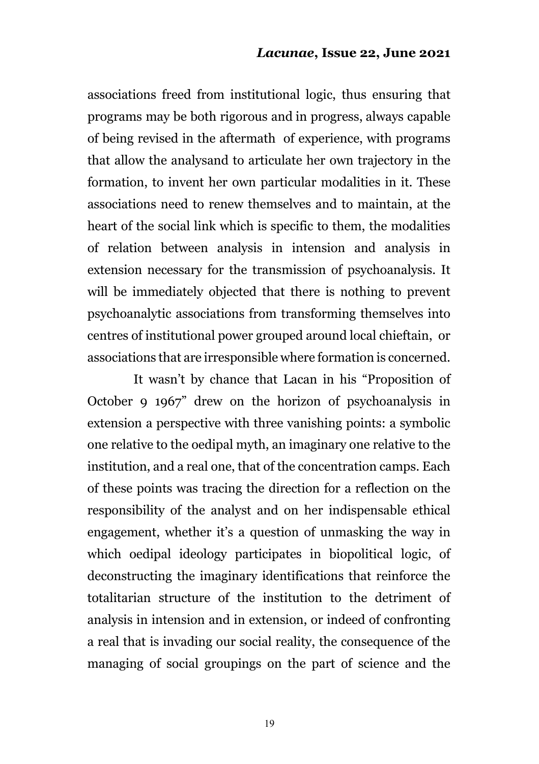associations freed from institutional logic, thus ensuring that programs may be both rigorous and in progress, always capable of being revised in the aftermath of experience, with programs that allow the analysand to articulate her own trajectory in the formation, to invent her own particular modalities in it. These associations need to renew themselves and to maintain, at the heart of the social link which is specific to them, the modalities of relation between analysis in intension and analysis in extension necessary for the transmission of psychoanalysis. It will be immediately objected that there is nothing to prevent psychoanalytic associations from transforming themselves into centres of institutional power grouped around local chieftain, or associations that are irresponsible where formation is concerned.

It wasn't by chance that Lacan in his "Proposition of October 9 1967" drew on the horizon of psychoanalysis in extension a perspective with three vanishing points: a symbolic one relative to the oedipal myth, an imaginary one relative to the institution, and a real one, that of the concentration camps. Each of these points was tracing the direction for a reflection on the responsibility of the analyst and on her indispensable ethical engagement, whether it's a question of unmasking the way in which oedipal ideology participates in biopolitical logic, of deconstructing the imaginary identifications that reinforce the totalitarian structure of the institution to the detriment of analysis in intension and in extension, or indeed of confronting a real that is invading our social reality, the consequence of the managing of social groupings on the part of science and the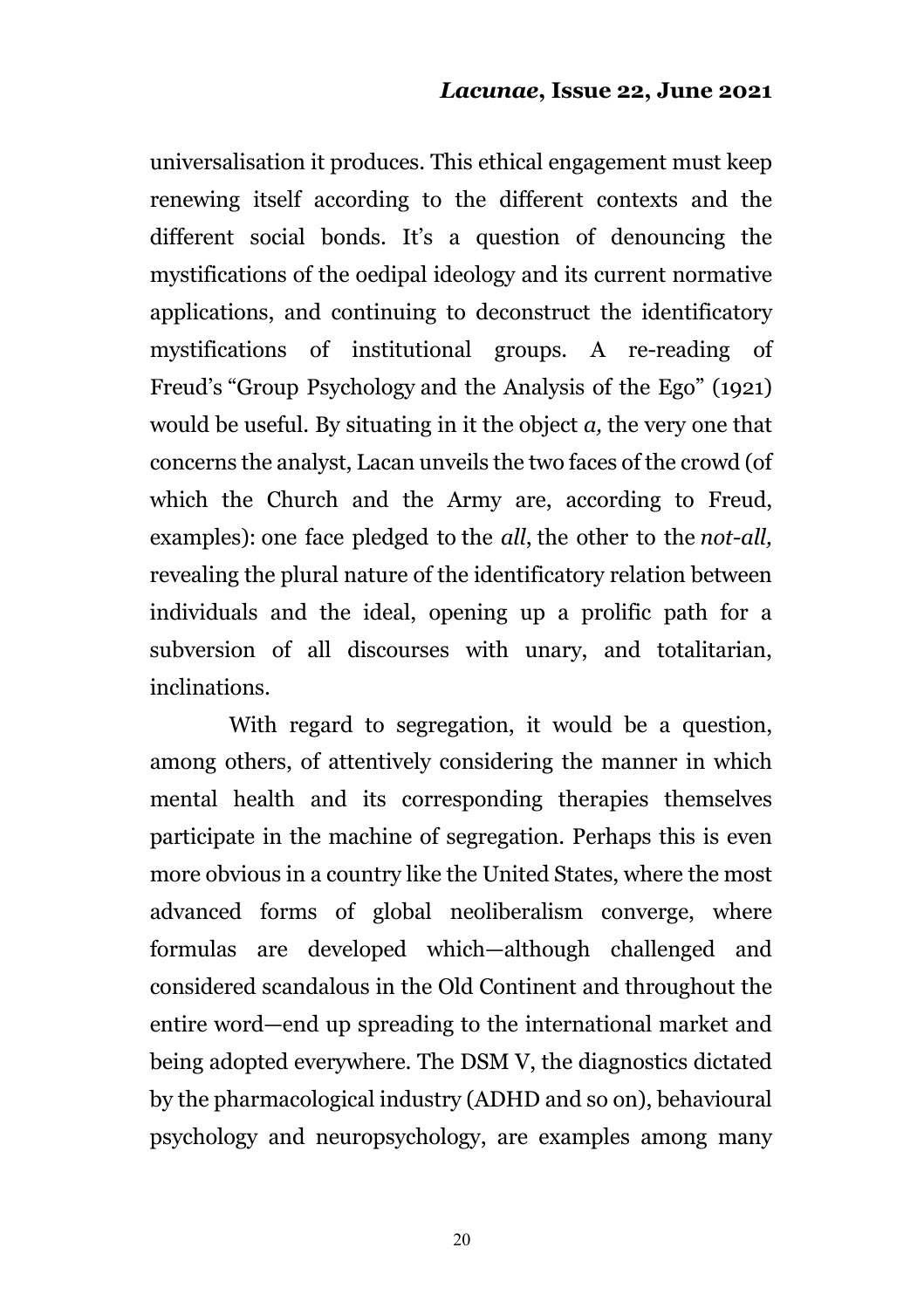universalisation it produces. This ethical engagement must keep renewing itself according to the different contexts and the different social bonds. It's a question of denouncing the mystifications of the oedipal ideology and its current normative applications, and continuing to deconstruct the identificatory mystifications of institutional groups. A re-reading of Freud's "Group Psychology and the Analysis of the Ego" (1921) would be useful. By situating in it the object *a,* the very one that concerns the analyst, Lacan unveils the two faces of the crowd (of which the Church and the Army are, according to Freud, examples): one face pledged to the *all*, the other to the *not-all,* revealing the plural nature of the identificatory relation between individuals and the ideal, opening up a prolific path for a subversion of all discourses with unary, and totalitarian, inclinations.

With regard to segregation, it would be a question, among others, of attentively considering the manner in which mental health and its corresponding therapies themselves participate in the machine of segregation. Perhaps this is even more obvious in a country like the United States, where the most advanced forms of global neoliberalism converge, where formulas are developed which—although challenged and considered scandalous in the Old Continent and throughout the entire word—end up spreading to the international market and being adopted everywhere. The DSM V, the diagnostics dictated by the pharmacological industry (ADHD and so on), behavioural psychology and neuropsychology, are examples among many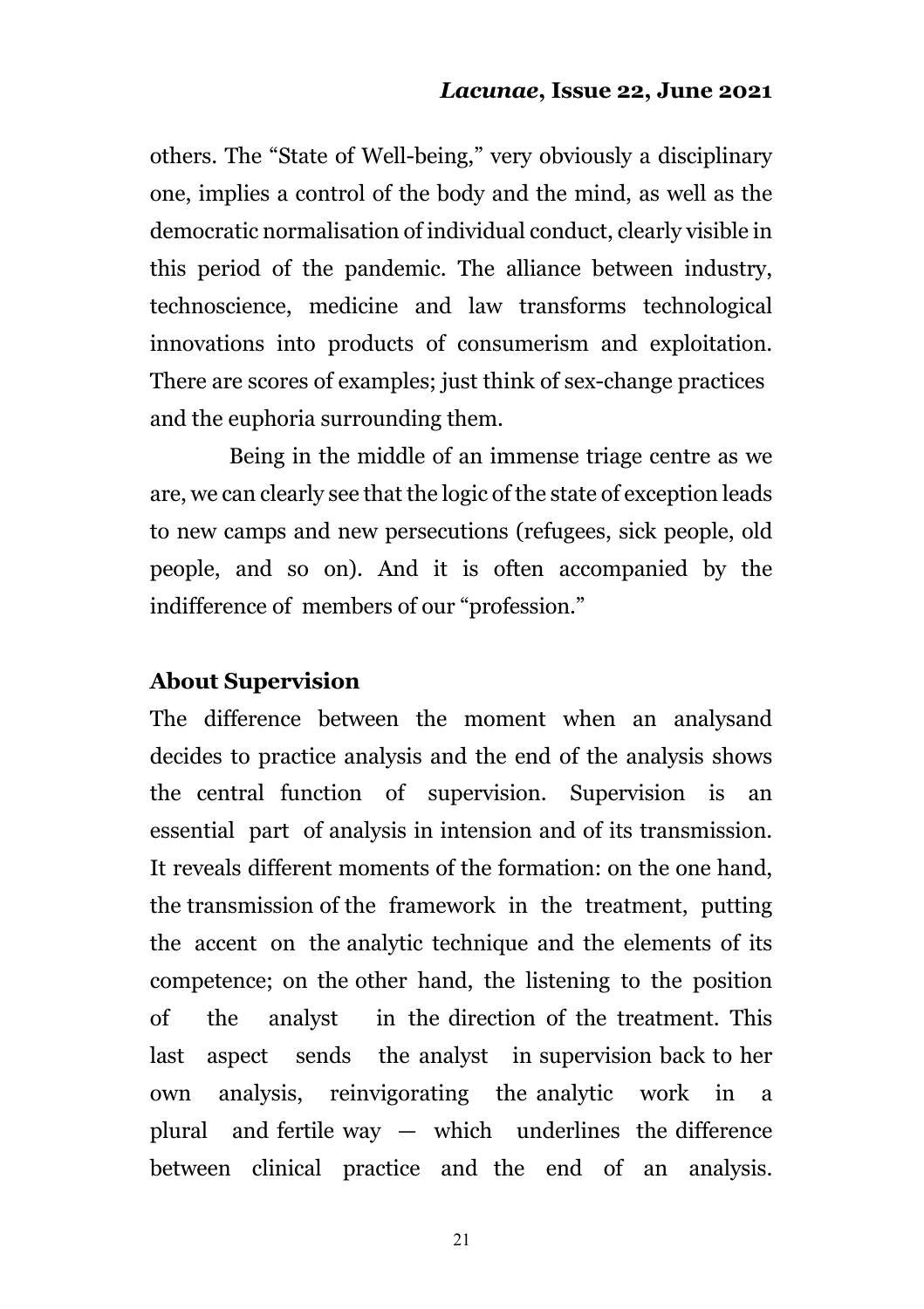others. The "State of Well-being," very obviously a disciplinary one, implies a control of the body and the mind, as well as the democratic normalisation of individual conduct, clearly visible in this period of the pandemic. The alliance between industry, technoscience, medicine and law transforms technological innovations into products of consumerism and exploitation. There are scores of examples; just think of sex-change practices and the euphoria surrounding them.

Being in the middle of an immense triage centre as we are, we can clearly see that the logic of the state of exception leads to new camps and new persecutions (refugees, sick people, old people, and so on). And it is often accompanied by the indifference of members of our "profession."

## About Supervision

The difference between the moment when an analysand decides to practice analysis and the end of the analysis shows the central function of supervision. Supervision is an essential part of analysis in intension and of its transmission. It reveals different moments of the formation: on the one hand, the transmission of the framework in the treatment, putting the accent on the analytic technique and the elements of its competence; on the other hand, the listening to the position of the analyst in the direction of the treatment. This last aspect sends the analyst in supervision back to her own analysis, reinvigorating the analytic work in a plural and fertile way — which underlines the difference between clinical practice and the end of an analysis.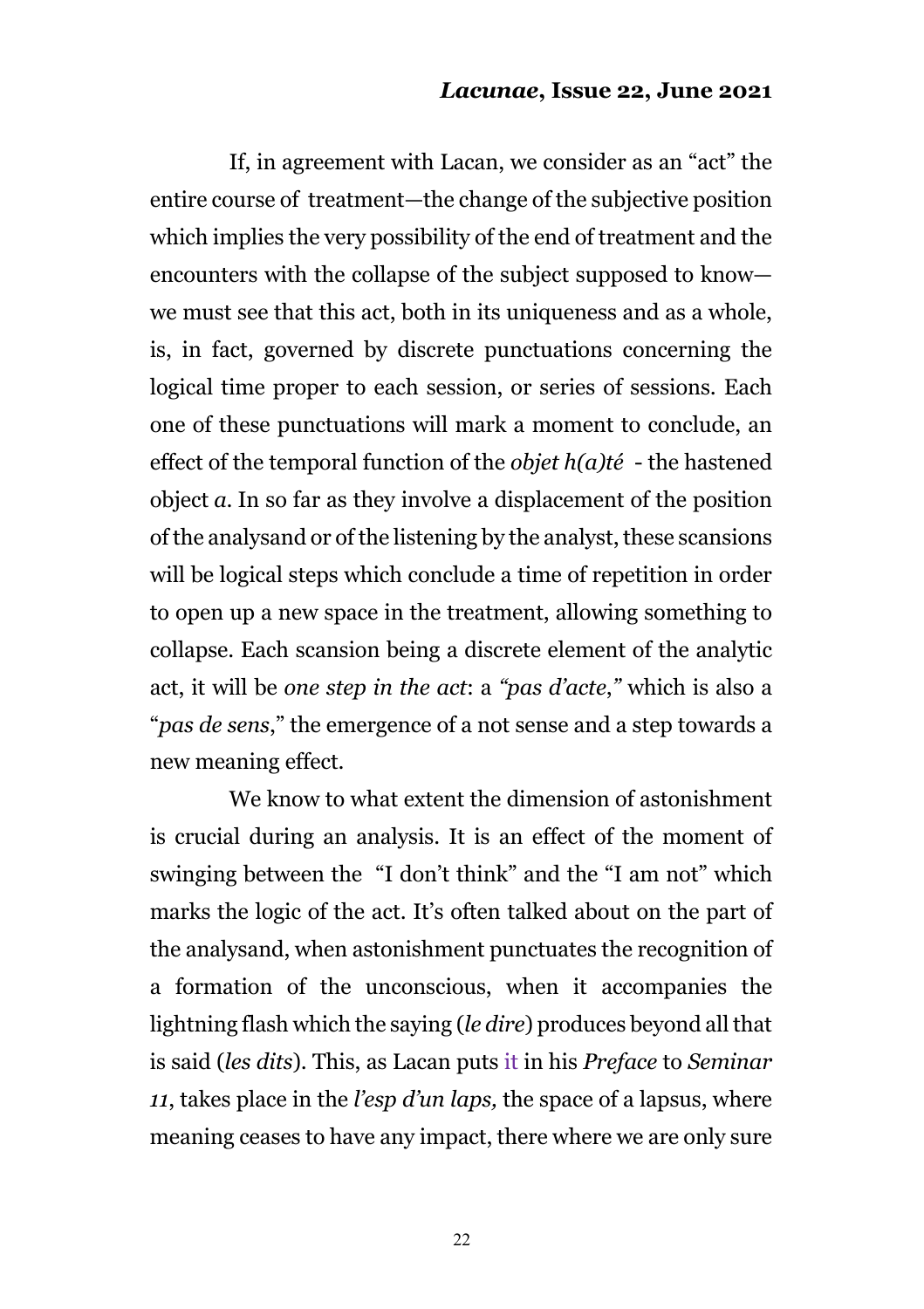If, in agreement with Lacan, we consider as an "act" the entire course of treatment—the change of the subjective position which implies the very possibility of the end of treatment and the encounters with the collapse of the subject supposed to know—we must see that this act, both in its uniqueness and as a whole, is, in fact, governed by discrete punctuations concerning the logical time proper to each session, or series of sessions. Each one of these punctuations will mark a moment to conclude, an effect of the temporal function of the *objet h(a)té* - the hastened object *a*. In so far as they involve a displacement of the position of the analysand or of the listening by the analyst, these scansions will be logical steps which conclude a time of repetition in order to open up a new space in the treatment, allowing something to collapse. Each scansion being a discrete element of the analytic act, it will be *one step in the act*: a *"pas d'acte,"* which is also a "*pas de sens*," the emergence of a not sense and a step towards a new meaning effect.

We know to what extent the dimension of astonishment is crucial during an analysis. It is an effect of the moment of swinging between the "I don't think" and the "I am not" which marks the logic of the act. It's often talked about on the part of the analysand, when astonishment punctuates the recognition of a formation of the unconscious, when it accompanies the lightning flash which the saying (*le dire*) produces beyond all that is said (*les dits*). This, as Lacan puts it in his *Preface* to *Seminar 11*, takes place in the *l'esp d'un laps,* the space of a lapsus, where meaning ceases to have any impact, there where we are only sure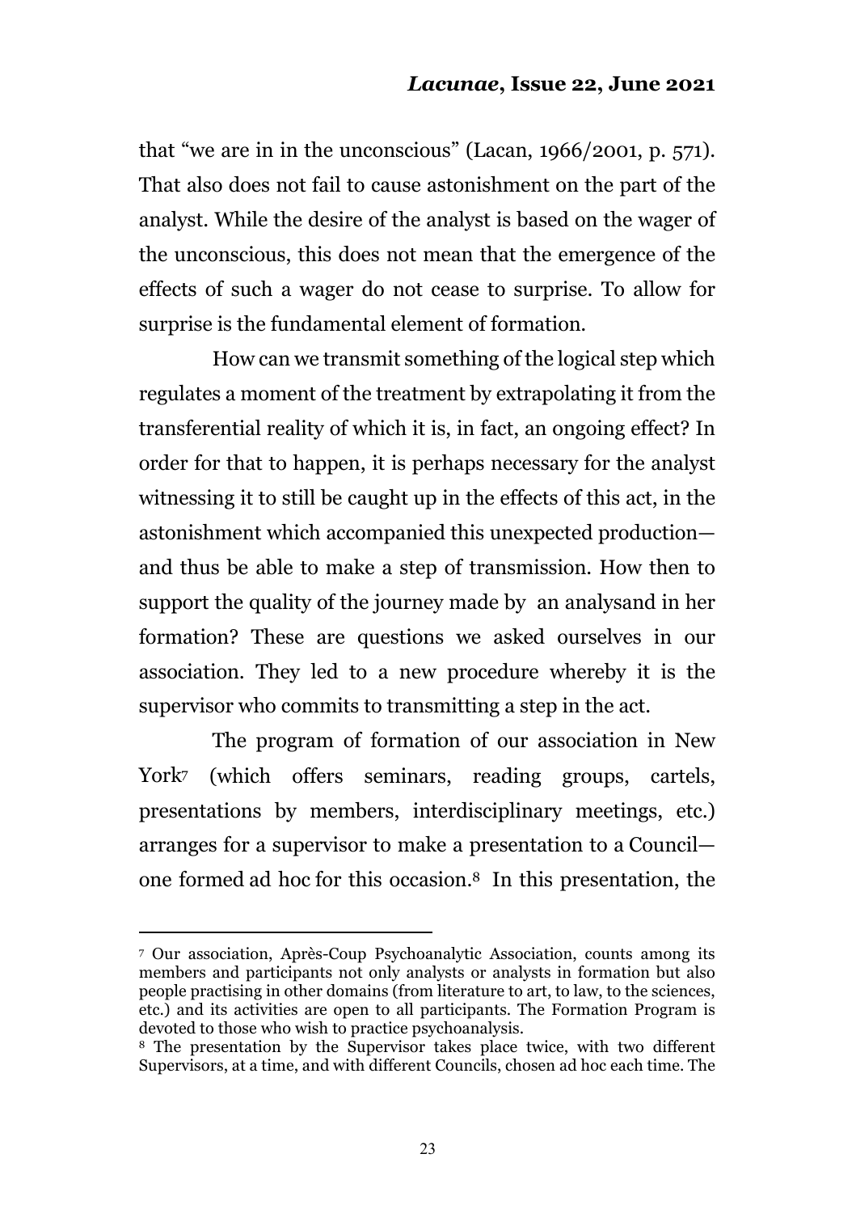that “we are in in the unconscious” (Lacan, 1966/2001, p. 571). That also does not fail to cause astonishment on the part of the analyst. While the desire of the analyst is based on the wager of the unconscious, this does not mean that the emergence of the effects of such a wager do not cease to surprise. To allow for surprise is the fundamental element of formation.

How can we transmit something of the logical step which regulates a moment of the treatment by extrapolating it from the transferential reality of which it is, in fact, an ongoing effect? In order for that to happen, it is perhaps necessary for the analyst witnessing it to still be caught up in the effects of this act, in the astonishment which accompanied this unexpected production—and thus be able to make a step of transmission. How then to support the quality of the journey made by an analysand in her formation? These are questions we asked ourselves in our association. They led to a new procedure whereby it is the supervisor who commits to transmitting a step in the act.

The program of formation of our association in New York[7] (which offers seminars, reading groups, cartels, presentations by members, interdisciplinary meetings, etc.) arranges for a supervisor to make a presentation to a Council—one formed ad hoc for this occasion.[8] In this presentation, the

[7] Our association, Après-Coup Psychoanalytic Association, counts among its members and participants not only analysts or analysts in formation but also people practising in other domains (from literature to art, to law, to the sciences, etc.) and its activities are open to all participants. The Formation Program is devoted to those who wish to practice psychoanalysis.

[8] The presentation by the Supervisor takes place twice, with two different Supervisors, at a time, and with different Councils, chosen ad hoc each time. The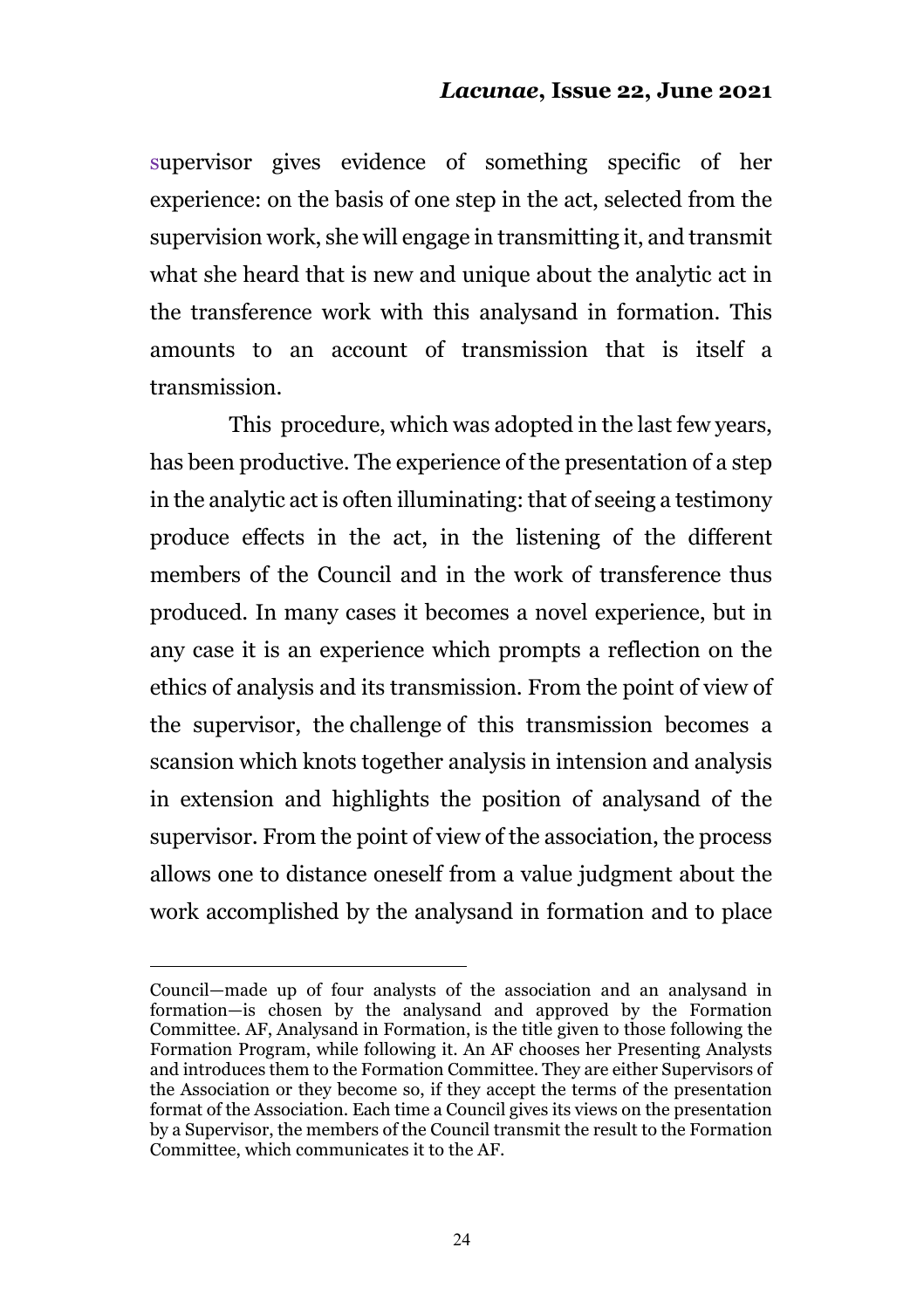supervisor gives evidence of something specific of her experience: on the basis of one step in the act, selected from the supervision work, she will engage in transmitting it, and transmit what she heard that is new and unique about the analytic act in the transference work with this analysand in formation. This amounts to an account of transmission that is itself a transmission.

This procedure, which was adopted in the last few years, has been productive. The experience of the presentation of a step in the analytic act is often illuminating: that of seeing a testimony produce effects in the act, in the listening of the different members of the Council and in the work of transference thus produced. In many cases it becomes a novel experience, but in any case it is an experience which prompts a reflection on the ethics of analysis and its transmission. From the point of view of the supervisor, the challenge of this transmission becomes a scansion which knots together analysis in intension and analysis in extension and highlights the position of analysand of the supervisor. From the point of view of the association, the process allows one to distance oneself from a value judgment about the work accomplished by the analysand in formation and to place

---

Council—made up of four analysts of the association and an analysand in formation—is chosen by the analysand and approved by the Formation Committee. AF, Analysand in Formation, is the title given to those following the Formation Program, while following it. An AF chooses her Presenting Analysts and introduces them to the Formation Committee. They are either Supervisors of the Association or they become so, if they accept the terms of the presentation format of the Association. Each time a Council gives its views on the presentation by a Supervisor, the members of the Council transmit the result to the Formation Committee, which communicates it to the AF.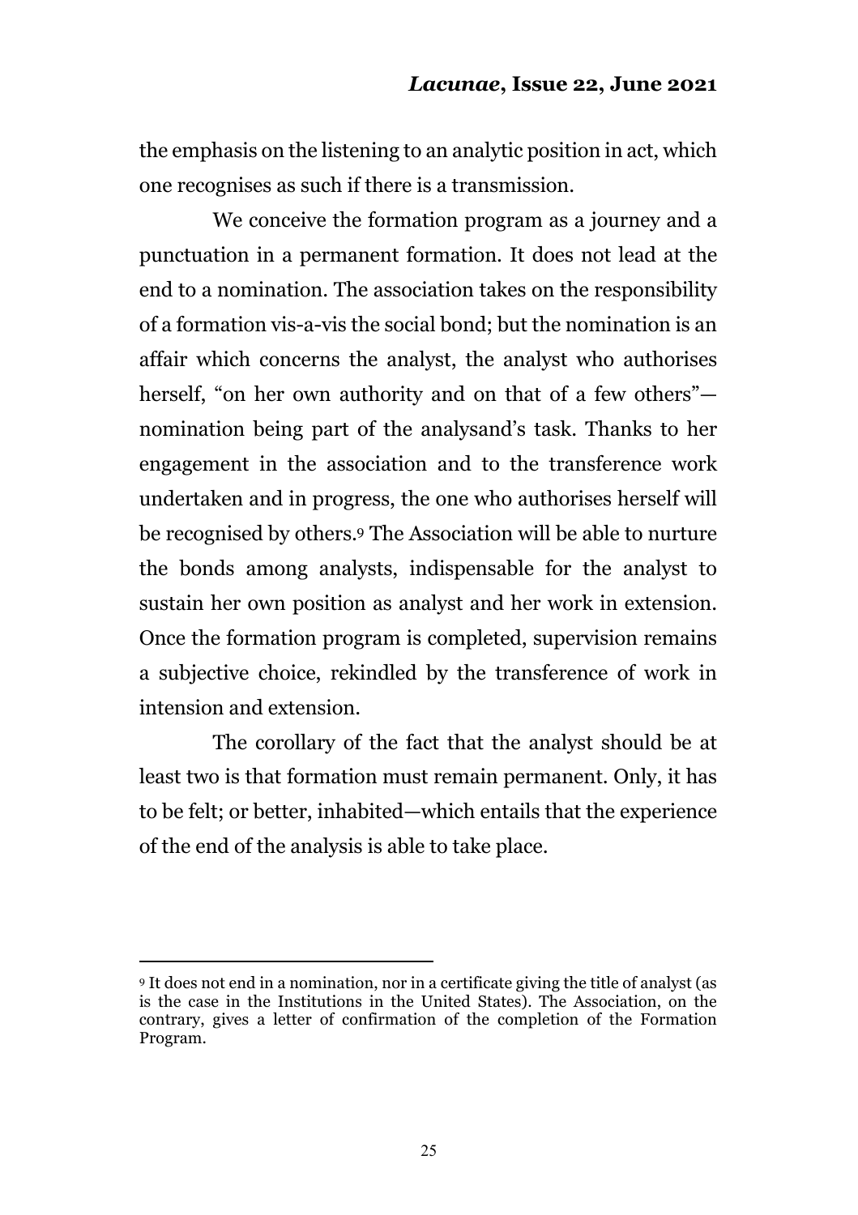the emphasis on the listening to an analytic position in act, which one recognises as such if there is a transmission.

We conceive the formation program as a journey and a punctuation in a permanent formation. It does not lead at the end to a nomination. The association takes on the responsibility of a formation vis-a-vis the social bond; but the nomination is an affair which concerns the analyst, the analyst who authorises herself, "on her own authority and on that of a few others"—nomination being part of the analysand's task. Thanks to her engagement in the association and to the transference work undertaken and in progress, the one who authorises herself will be recognised by others.[9] The Association will be able to nurture the bonds among analysts, indispensable for the analyst to sustain her own position as analyst and her work in extension. Once the formation program is completed, supervision remains a subjective choice, rekindled by the transference of work in intension and extension.

The corollary of the fact that the analyst should be at least two is that formation must remain permanent. Only, it has to be felt; or better, inhabited—which entails that the experience of the end of the analysis is able to take place.

---

[9] It does not end in a nomination, nor in a certificate giving the title of analyst (as is the case in the Institutions in the United States). The Association, on the contrary, gives a letter of confirmation of the completion of the Formation Program.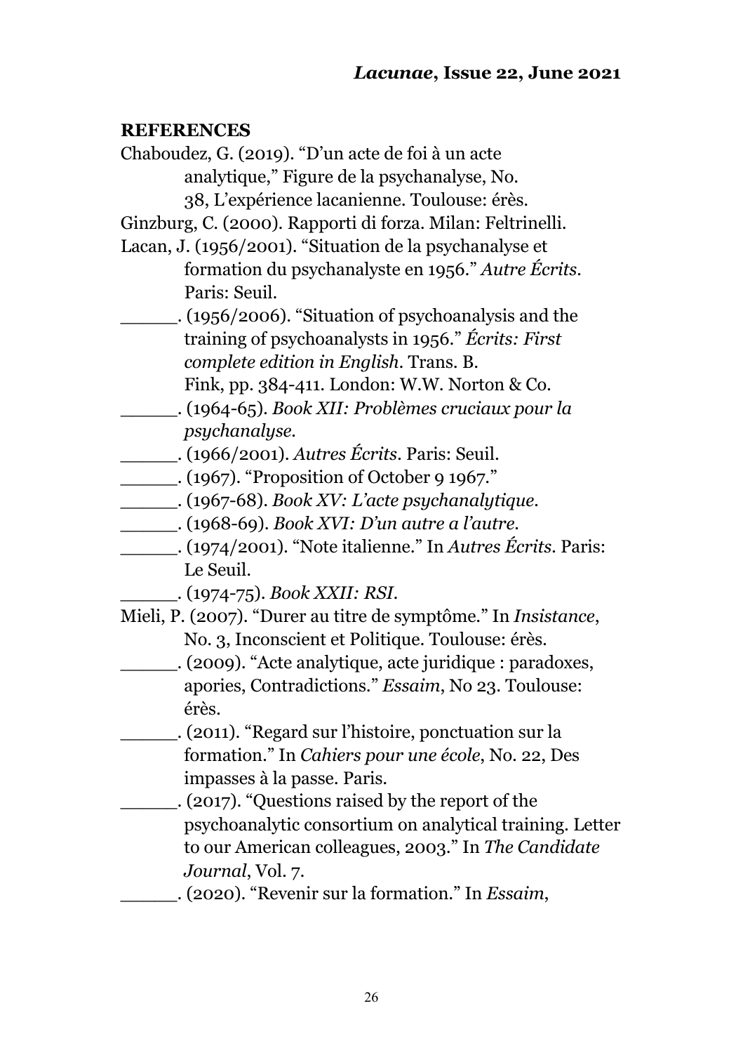**REFERENCES**

Chaboudez, G. (2019). "D'un acte de foi à un acte analytique," Figure de la psychanalyse, No. 38, L'expérience lacanienne. Toulouse: érès.

Ginzburg, C. (2000). Rapporti di forza. Milan: Feltrinelli.

Lacan, J. (1956/2001). "Situation de la psychanalyse et formation du psychanalyste en 1956." *Autre Écrits*. Paris: Seuil.

\_\_\_\_\_\_. (1956/2006). "Situation of psychoanalysis and the training of psychoanalysts in 1956." *Écrits: First complete edition in English*. Trans. B. Fink, pp. 384-411. London: W.W. Norton & Co.

\_\_\_\_\_\_. (1964-65). *Book XII: Problèmes cruciaux pour la psychanalyse*.

\_\_\_\_\_\_. (1966/2001). *Autres Écrits*. Paris: Seuil.

\_\_\_\_\_\_. (1967). "Proposition of October 9 1967."

\_\_\_\_\_\_. (1967-68). *Book XV: L'acte psychanalytique*.

\_\_\_\_\_\_. (1968-69). *Book XVI: D'un autre a l'autre*.

\_\_\_\_\_\_. (1974/2001). "Note italienne." In *Autres Écrits*. Paris: Le Seuil.

\_\_\_\_\_\_. (1974-75). *Book XXII: RSI*.

Mieli, P. (2007). "Durer au titre de symptôme." In *Insistance*, No. 3, Inconscient et Politique. Toulouse: érès.

\_\_\_\_\_\_. (2009). "Acte analytique, acte juridique : paradoxes, apories, Contradictions." *Essaim*, No 23. Toulouse: érès.

\_\_\_\_\_\_. (2011). "Regard sur l'histoire, ponctuation sur la formation." In *Cahiers pour une école*, No. 22, Des impasses à la passe. Paris.

\_\_\_\_\_\_. (2017). "Questions raised by the report of the psychoanalytic consortium on analytical training. Letter to our American colleagues, 2003." In *The Candidate Journal*, Vol. 7.

\_\_\_\_\_\_. (2020). "Revenir sur la formation." In *Essaim*,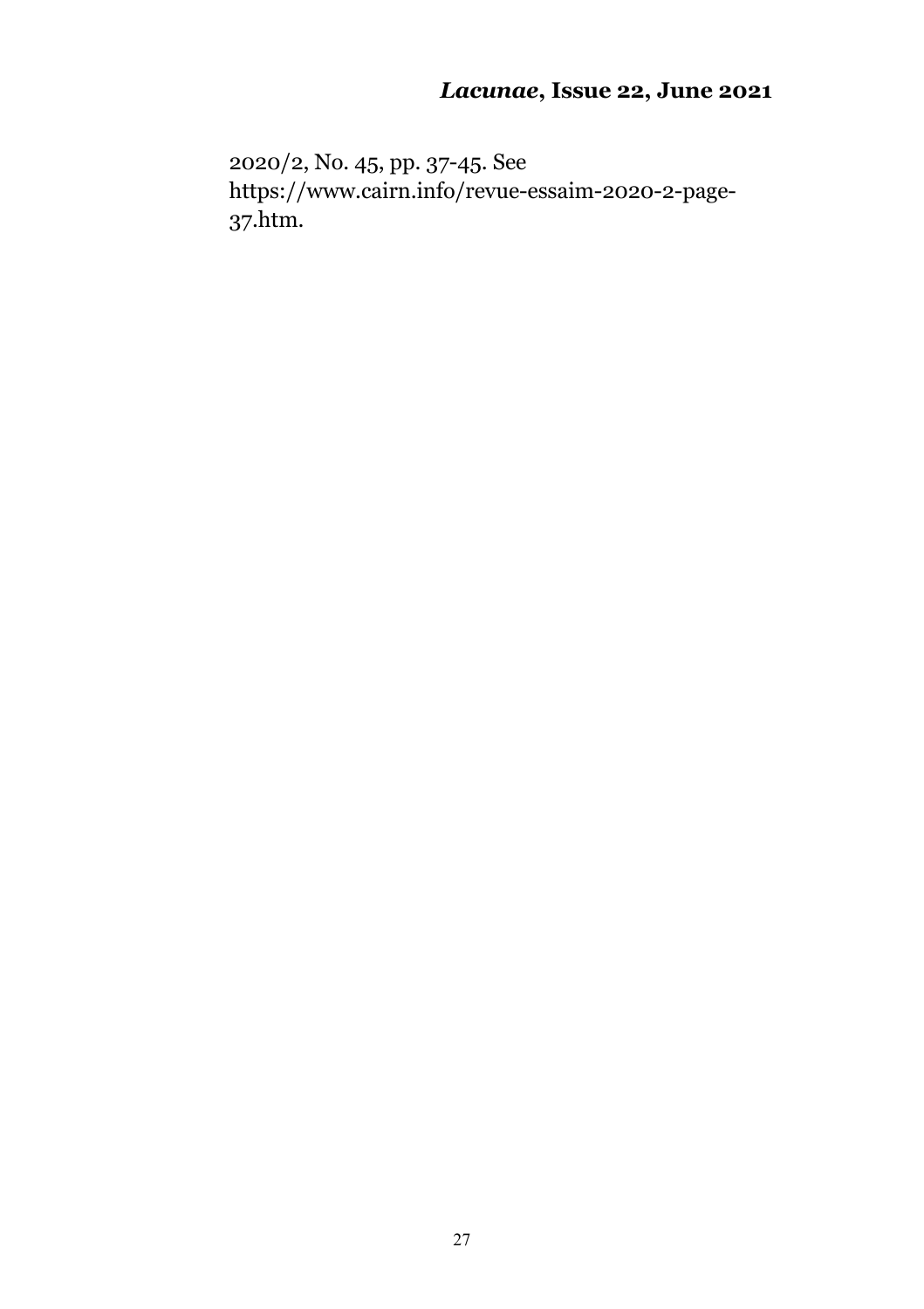2020/2, No. 45, pp. 37-45. See https://www.cairn.info/revue-essaim-2020-2-page-37.htm.